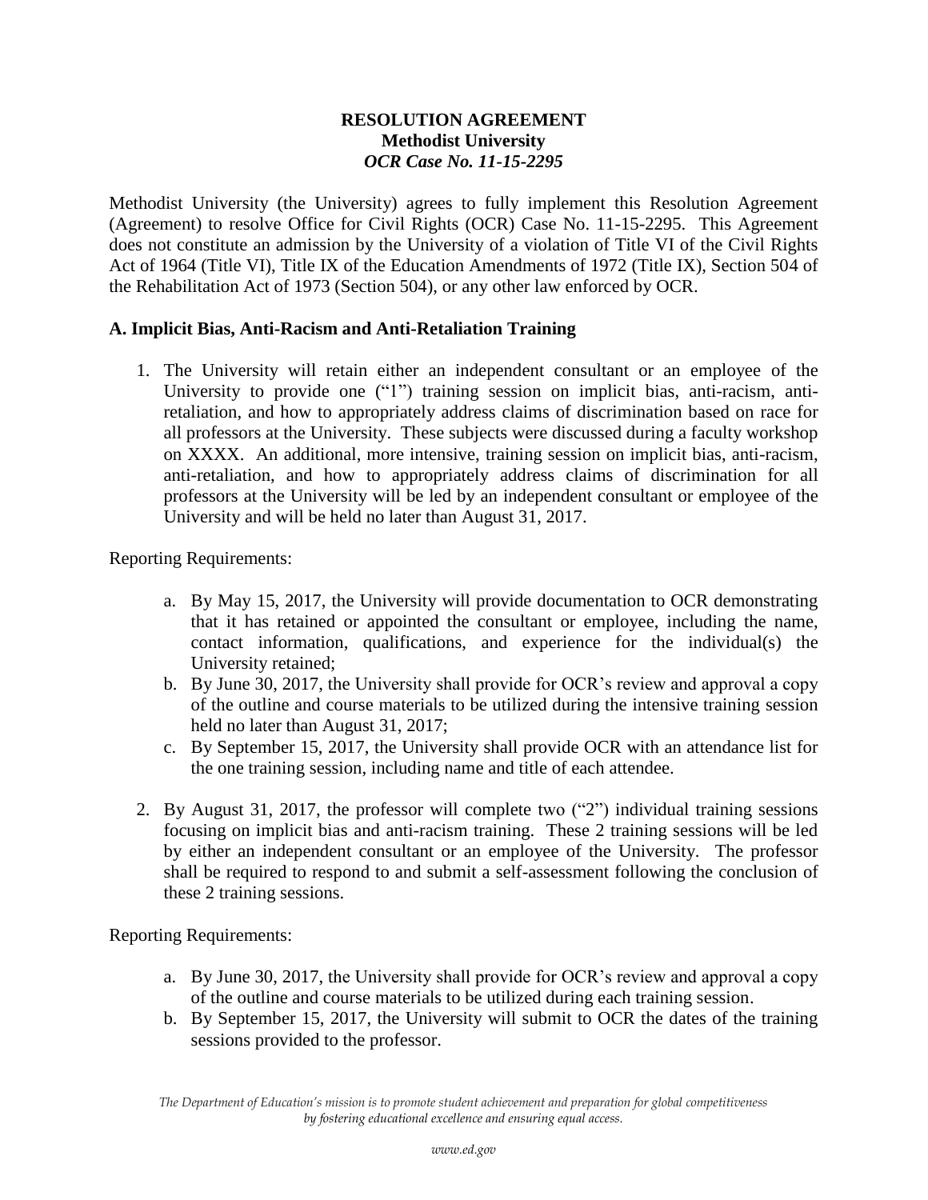**RESOLUTION AGREEMENT**
**Methodist University**
***OCR Case No. 11-15-2295***

Methodist University (the University) agrees to fully implement this Resolution Agreement (Agreement) to resolve Office for Civil Rights (OCR) Case No. 11-15-2295. This Agreement does not constitute an admission by the University of a violation of Title VI of the Civil Rights Act of 1964 (Title VI), Title IX of the Education Amendments of 1972 (Title IX), Section 504 of the Rehabilitation Act of 1973 (Section 504), or any other law enforced by OCR.

### A. Implicit Bias, Anti-Racism and Anti-Retaliation Training

1. The University will retain either an independent consultant or an employee of the University to provide one ("1") training session on implicit bias, anti-racism, anti-retaliation, and how to appropriately address claims of discrimination based on race for all professors at the University. These subjects were discussed during a faculty workshop on XXXX. An additional, more intensive, training session on implicit bias, anti-racism, anti-retaliation, and how to appropriately address claims of discrimination for all professors at the University will be led by an independent consultant or employee of the University and will be held no later than August 31, 2017.

Reporting Requirements:

   a. By May 15, 2017, the University will provide documentation to OCR demonstrating that it has retained or appointed the consultant or employee, including the name, contact information, qualifications, and experience for the individual(s) the University retained;
   b. By June 30, 2017, the University shall provide for OCR's review and approval a copy of the outline and course materials to be utilized during the intensive training session held no later than August 31, 2017;
   c. By September 15, 2017, the University shall provide OCR with an attendance list for the one training session, including name and title of each attendee.

2. By August 31, 2017, the professor will complete two ("2") individual training sessions focusing on implicit bias and anti-racism training. These 2 training sessions will be led by either an independent consultant or an employee of the University. The professor shall be required to respond to and submit a self-assessment following the conclusion of these 2 training sessions.

Reporting Requirements:

   a. By June 30, 2017, the University shall provide for OCR's review and approval a copy of the outline and course materials to be utilized during each training session.
   b. By September 15, 2017, the University will submit to OCR the dates of the training sessions provided to the professor.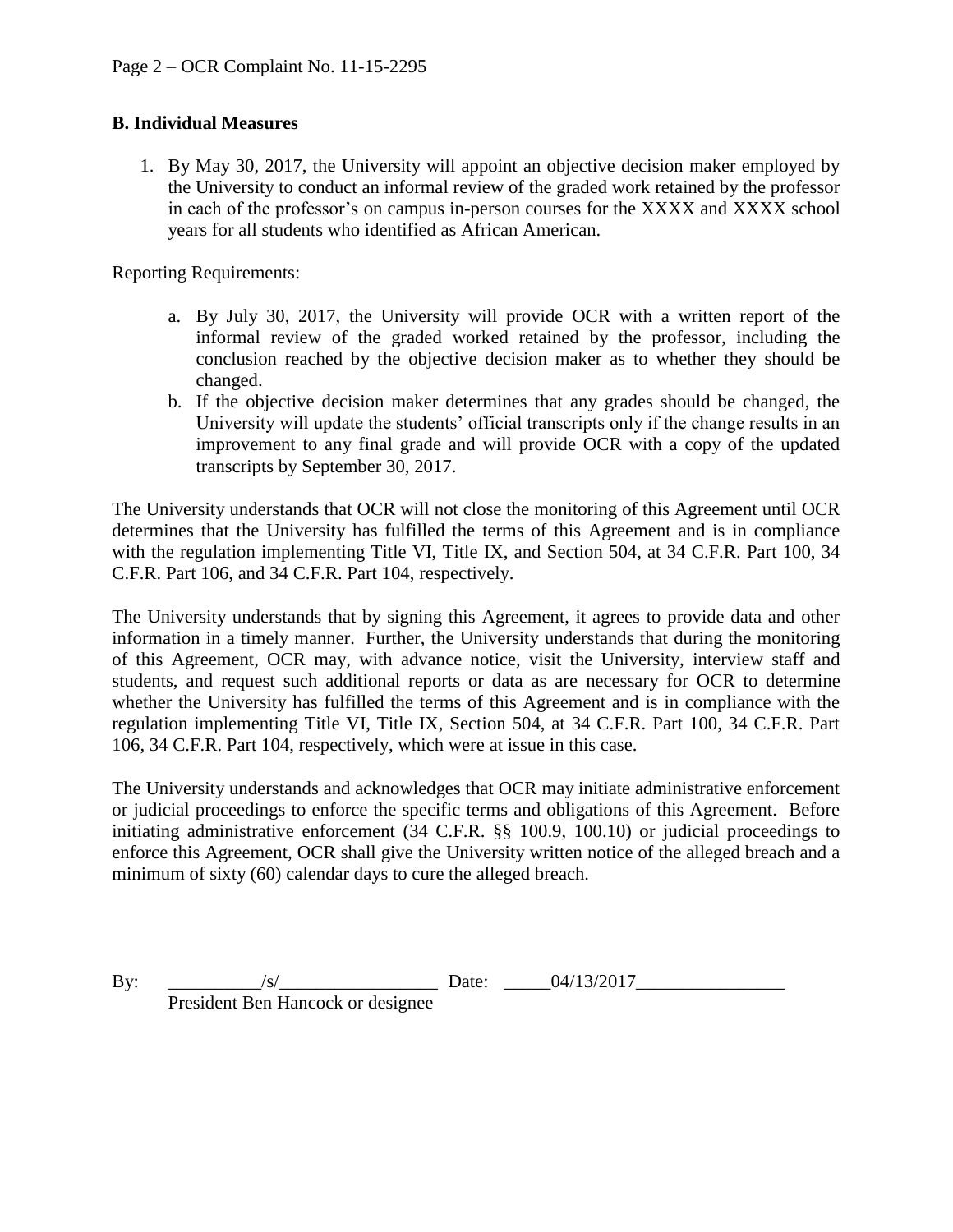## B. Individual Measures

1. By May 30, 2017, the University will appoint an objective decision maker employed by the University to conduct an informal review of the graded work retained by the professor in each of the professor's on campus in-person courses for the XXXX and XXXX school years for all students who identified as African American.

Reporting Requirements:

a. By July 30, 2017, the University will provide OCR with a written report of the informal review of the graded worked retained by the professor, including the conclusion reached by the objective decision maker as to whether they should be changed.
b. If the objective decision maker determines that any grades should be changed, the University will update the students' official transcripts only if the change results in an improvement to any final grade and will provide OCR with a copy of the updated transcripts by September 30, 2017.

The University understands that OCR will not close the monitoring of this Agreement until OCR determines that the University has fulfilled the terms of this Agreement and is in compliance with the regulation implementing Title VI, Title IX, and Section 504, at 34 C.F.R. Part 100, 34 C.F.R. Part 106, and 34 C.F.R. Part 104, respectively.

The University understands that by signing this Agreement, it agrees to provide data and other information in a timely manner. Further, the University understands that during the monitoring of this Agreement, OCR may, with advance notice, visit the University, interview staff and students, and request such additional reports or data as are necessary for OCR to determine whether the University has fulfilled the terms of this Agreement and is in compliance with the regulation implementing Title VI, Title IX, Section 504, at 34 C.F.R. Part 100, 34 C.F.R. Part 106, 34 C.F.R. Part 104, respectively, which were at issue in this case.

The University understands and acknowledges that OCR may initiate administrative enforcement or judicial proceedings to enforce the specific terms and obligations of this Agreement. Before initiating administrative enforcement (34 C.F.R. §§ 100.9, 100.10) or judicial proceedings to enforce this Agreement, OCR shall give the University written notice of the alleged breach and a minimum of sixty (60) calendar days to cure the alleged breach.

By: __________/s/_________________ Date: _____04/13/2017________________
President Ben Hancock or designee